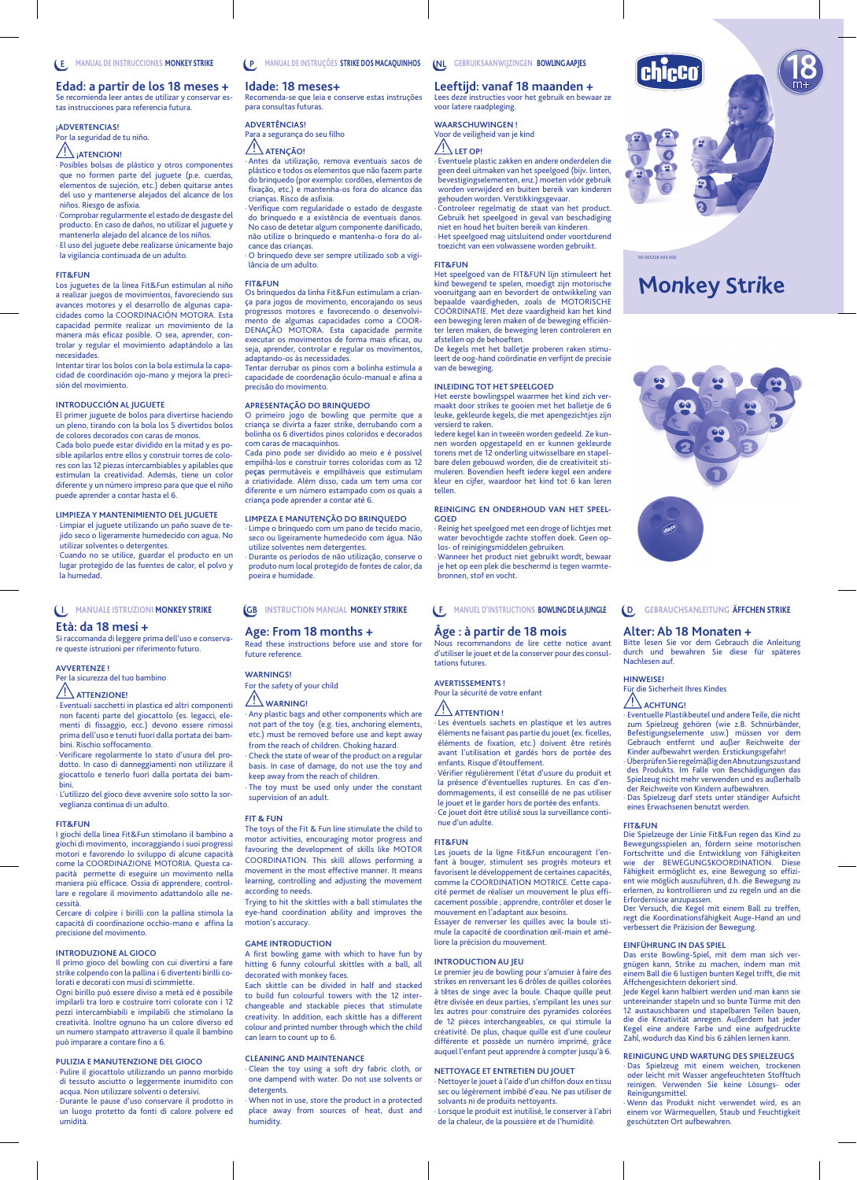E MANUAL DE INSTRUCCIONES **MONKEY STRIKE**

## Edad: a partir de los 18 meses +

Se recomienda leer antes de utilizar y conservar estas instrucciones para referencia futura.

**¡ADVERTENCIAS!**
Por la seguridad de tu niño.

**¡ATENCION!**
- Posibles bolsas de plástico y otros componentes que no formen parte del juguete (p.e. cuerdas, elementos de sujeción, etc.) deben quitarse antes del uso y mantenerse alejados del alcance de los niños. Riesgo de asfixia.
- Comprobar regularmente el estado de desgaste del producto. En caso de daños, no utilizar el juguete y mantenerlo alejado del alcance de los niños.
- El uso del juguete debe realizarse únicamente bajo la vigilancia continuada de un adulto.

**FIT&FUN**
Los juguetes de la línea Fit&Fun estimulan al niño a realizar juegos de movimientos, favoreciendo sus avances motores y el desarrollo de algunas capacidades como la COORDINACIÓN MOTORA. Esta capacidad permite realizar un movimiento de la manera más eficaz posible. O sea, aprender, controlar y regular el movimiento adaptándolo a las necesidades.
Intentar tirar los bolos con la bola estimula la capacidad de coordinación ojo-mano y mejora la precisión del movimiento.

**INTRODUCCIÓN AL JUGUETE**
El primer juguete de bolos para divertirse haciendo un pleno, tirando con la bola los 5 divertidos bolos de colores decorados con caras de monos.
Cada bolo puede estar dividido en la mitad y es posible apilarlos entre ellos y construir torres de colores con las 12 piezas intercambiables y apilables que estimulan la creatividad. Además, tiene un color diferente y un número impreso para que que el niño puede aprender a contar hasta el 6.

**LIMPIEZA Y MANTENIMIENTO DEL JUGUETE**
- Limpiar el juguete utilizando un paño suave de tejido seco o ligeramente humedecido con agua. No utilizar solventes o detergentes.
- Cuando no se utilice, guardar el producto en un lugar protegido de las fuentes de calor, el polvo y la humedad.

P MANUAL DE INSTRUÇÕES **STRIKE DOS MACAQUINHOS**

## Idade: 18 meses+

Recomenda-se que leia e conserve estas instruções para consultas futuras.

**ADVERTÊNCIAS!**
Para a segurança do seu filho

**ATENÇÃO!**
- Antes da utilização, remova eventuais sacos de plástico e todos os elementos que não fazem parte do brinquedo (por exemplo: cordões, elementos de fixação, etc.) e mantenha-os fora do alcance das crianças. Risco de asfixia.
- Verifique com regularidade o estado de desgaste do brinquedo e a existência de eventuais danos. No caso de detetar algum componente danificado, não utilize o brinquedo e mantenha-o fora do alcance das crianças.
- O brinquedo deve ser sempre utilizado sob a vigilância de um adulto.

**FIT&FUN**
Os brinquedos da linha Fit&Fun estimulam a criança para jogos de movimento, encorajando os seus progressos motores e favorecendo o desenvolvimento de algumas capacidades como a COORDENAÇÃO MOTORA. Esta capacidade permite executar os movimentos de forma mais eficaz, ou seja, aprender, controlar e regular os movimentos, adaptando-os às necessidades.
Tentar derrubar os pinos com a bolinha estimula a capacidade de coordenação óculo-manual e afina a precisão do movimento.

**APRESENTAÇÃO DO BRINQUEDO**
O primeiro jogo de bowling que permite que a criança se divirta a fazer strike, derrubando com a bolinha os 6 divertidos pinos coloridos e decorados com caras de macaquinhos.
Cada pino pode ser dividido ao meio e é possível empilhá-los e construir torres coloridas com as 12 peças permutáveis e empilháveis que estimulam a criatividade. Além disso, cada um tem uma cor diferente e um número estampado com os quais a criança pode aprender a contar até 6.

**LIMPEZA E MANUTENÇÃO DO BRINQUEDO**
- Limpe o brinquedo com um pano de tecido macio, seco ou ligeiramente humedecido com água. Não utilize solventes nem detergentes.
- Durante os períodos de não utilização, conserve o produto num local protegido de fontes de calor, da poeira e humidade.

NL GEBRUIKSAANWIJZINGEN **BOWLINGAAPJES**

## Leeftijd: vanaf 18 maanden +

Lees deze instructies voor het gebruik en bewaar ze voor latere raadpleging.

**WAARSCHUWINGEN !**
Voor de veiligheid van je kind

**LET OP!**
- Eventuele plastic zakken en andere onderdelen die geen deel uitmaken van het speelgoed (bijv. linten, bevestigingselementen, enz.) moeten vóór gebruik worden verwijderd en buiten bereik van kinderen gehouden worden. Verstikkingsgevaar.
- Controleer regelmatig de staat van het product. Gebruik het speelgoed in geval van beschadiging niet en houd het buiten bereik van kinderen.
- Het speelgoed mag uitsluitend onder voortdurend toezicht van een volwassene worden gebruikt.

**FIT&FUN**
Het speelgoed van de FIT&FUN lijn stimuleert het kind bewegend te spelen, moedigt zijn motorische vooruitgang aan en bevordert de ontwikkeling van bepaalde vaardigheden, zoals de MOTORISCHE COÖRDINATIE. Met deze vaardigheid kan het kind een beweging leren maken of de beweging efficiënter leren maken, de beweging leren controleren en afstellen op de behoeften.
De kegels met het balletje proberen raken stimuleert de oog-hand coördinatie en verfijnt de precisie van de beweging.

**INLEIDING TOT HET SPEELGOED**
Het eerste bowlingspel waarmee het kind zich vermaakt door strikes te gooien met het balletje de 6 leuke, gekleurde kegels, die met apengezichtjes zijn versierd te raken.
Iedere kegel kan in tweeën worden gedeeld. Ze kunnen worden opgestapeld en er kunnen gekleurde torens met de 12 onderling uitwisselbare en stapelbare delen gebouwd worden, die de creativiteit stimuleren. Bovendien heeft iedere kegel een andere kleur en een cijfer, waardoor het kind tot 6 kan leren tellen.

**REINIGING EN ONDERHOUD VAN HET SPEELGOED**
- Reinig het speelgoed met een droge of lichtjes met water bevochtigde zachte stoffen doek. Geen oplos- of reinigingsmiddelen gebruiken.
- Wanneer het product niet gebruikt wordt, bewaar je het op een plek die beschermd is tegen warmtebronnen, stof en vocht.

chicco 18 m+

00 005228 000 000

# Monkey Strike

I MANUALE ISTRUZIONI **MONKEY STRIKE**

## Età: da 18 mesi +

Si raccomanda di leggere prima dell'uso e conservare queste istruzioni per riferimento futuro.

**AVVERTENZE !**
Per la sicurezza del tuo bambino

**ATTENZIONE!**
- Eventuali sacchetti in plastica ed altri componenti non facenti parte del giocattolo (es. legacci, elementi di fissaggio, ecc.) devono essere rimossi prima dell'uso e tenuti fuori dalla portata dei bambini. Rischio soffocamento.
- Verificare regolarmente lo stato d'usura del prodotto. In caso di danneggiamenti non utilizzare il giocattolo e tenerlo fuori dalla portata dei bambini.
- L'utilizzo del gioco deve avvenire solo sotto la sorveglianza continua di un adulto.

**FIT&FUN**
I giochi della linea Fit&Fun stimolano il bambino a giochi di movimento, incoraggiando i suoi progressi motori e favorendo lo sviluppo di alcune capacità come la COORDINAZIONE MOTORIA. Questa capacità permette di eseguire un movimento nella maniera più efficace. Ossia di apprendere, controllare e regolare il movimento adattandolo alle necessità.
Cercare di colpire i birilli con la pallina stimola la capacità di coordinazione occhio-mano e affina la precisione del movimento.

**INTRODUZIONE AL GIOCO**
Il primo gioco del bowling con cui divertirsi a fare strike colpendo con la pallina i 6 divertenti birilli colorati e decorati con musi di scimmiette.
Ogni birillo può essere diviso a metà ed è possibile impilarli tra loro e costruire torri colorate con i 12 pezzi intercambiabili e impilabili che stimolano la creatività. Inoltre ognuno ha un colore diverso ed un numero stampato attraverso il quale il bambino può imparare a contare fino a 6.

**PULIZIA E MANUTENZIONE DEL GIOCO**
- Pulire il giocattolo utilizzando un panno morbido di tessuto asciutto o leggermente inumidito con acqua. Non utilizzare solventi o detersivi.
- Durante le pause d'uso conservare il prodotto in un luogo protetto da fonti di calore polvere ed umidità.

GB INSTRUCTION MANUAL **MONKEY STRIKE**

## Age: From 18 months +

Read these instructions before use and store for future reference.

**WARNINGS!**
For the safety of your child

**WARNING!**
- Any plastic bags and other components which are not part of the toy (e.g. ties, anchoring elements, etc.) must be removed before use and kept away from the reach of children. Choking hazard.
- Check the state of wear of the product on a regular basis. In case of damage, do not use the toy and keep away from the reach of children.
- The toy must be used only under the constant supervision of an adult.

**FIT & FUN**
The toys of the Fit & Fun line stimulate the child to motor activities, encouraging motor progress and favouring the development of skills like MOTOR COORDINATION. This skill allows performing a movement in the most effective manner. It means learning, controlling and adjusting the movement according to needs.
Trying to hit the skittles with a ball stimulates the eye-hand coordination ability and improves the motion's accuracy.

**GAME INTRODUCTION**
A first bowling game with which to have fun by hitting 6 funny colourful skittles with a ball, all decorated with monkey faces.
Each skittle can be divided in half and stacked to build fun colourful towers with the 12 interchangeable and stackable pieces that stimulate creativity. In addition, each skittle has a different colour and printed number through which the child can learn to count up to 6.

**CLEANING AND MAINTENANCE**
- Clean the toy using a soft dry fabric cloth, or one dampened with water. Do not use solvents or detergents.
- When not in use, store the product in a protected place away from sources of heat, dust and humidity.

F MANUEL D'INSTRUCTIONS **BOWLING DE LA JUNGLE**

## Âge : à partir de 18 mois

Nous recommandons de lire cette notice avant d'utiliser le jouet et de la conserver pour des consultations futures.

**AVERTISSEMENTS !**
Pour la sécurité de votre enfant

**ATTENTION !**
- Les éventuels sachets en plastique et les autres éléments ne faisant pas partie du jouet (ex. ficelles, éléments de fixation, etc.) doivent être retirés avant l'utilisation et gardés hors de portée des enfants. Risque d'étouffement.
- Vérifier régulièrement l'état d'usure du produit et la présence d'éventuelles ruptures. En cas d'endommagements, il est conseillé de ne pas utiliser le jouet et le garder hors de portée des enfants.
- Ce jouet doit être utilisé sous la surveillance continue d'un adulte.

**FIT&FUN**
Les jouets de la ligne Fit&Fun encouragent l'enfant à bouger, stimulent ses progrès moteurs et favorisent le développement de certaines capacités, comme la COORDINATION MOTRICE. Cette capacité permet de réaliser un mouvement le plus efficacement possible ; apprendre, contrôler et doser le mouvement en l'adaptant aux besoins.
Essayer de renverser les quilles avec la boule stimule la capacité de coordination œil-main et améliore la précision du mouvement.

**INTRODUCTION AU JEU**
Le premier jeu de bowling pour s'amuser à faire des strikes en renversant les 6 drôles de quilles colorées à têtes de singe avec la boule. Chaque quille peut être divisée en deux parties, s'empilant les unes sur les autres pour construire des pyramides colorées de 12 pièces interchangeables, ce qui stimule la créativité. De plus, chaque quille est d'une couleur différente et possède un numéro imprimé, grâce auquel l'enfant peut apprendre à compter jusqu'à 6.

**NETTOYAGE ET ENTRETIEN DU JOUET**
- Nettoyer le jouet à l'aide d'un chiffon doux en tissu sec ou légèrement imbibé d'eau. Ne pas utiliser de solvants ni de produits nettoyants.
- Lorsque le produit est inutilisé, le conserver à l'abri de la chaleur, de la poussière et de l'humidité.

D GEBRAUCHSANLEITUNG **ÄFFCHEN STRIKE**

## Alter: Ab 18 Monaten +

Bitte lesen Sie vor dem Gebrauch die Anleitung durch und bewahren Sie diese für späteres Nachlesen auf.

**HINWEISE!**
Für die Sicherheit Ihres Kindes

**ACHTUNG!**
- Eventuelle Plastikbeutel und andere Teile, die nicht zum Spielzeug gehören (wie z.B. Schnürbänder, Befestigungselemente usw.) müssen vor dem Gebrauch entfernt und außer Reichweite der Kinder aufbewahrt werden. Erstickungsgefahr!
- Überprüfen Sie regelmäßig den Abnutzungszustand des Produkts. Im Falle von Beschädigungen das Spielzeug nicht mehr verwenden und es außerhalb der Reichweite von Kindern aufbewahren.
- Das Spielzeug darf stets unter ständiger Aufsicht eines Erwachsenen benutzt werden.

**FIT&FUN**
Die Spielzeuge der Linie Fit&Fun regen das Kind zu Bewegungsspielen an, fördern seine motorischen Fortschritte und die Entwicklung von Fähigkeiten wie der BEWEGUNGSKOORDINATION. Diese Fähigkeit ermöglicht es, eine Bewegung so effizient wie möglich auszuführen, d.h. die Bewegung zu erlernen, zu kontrollieren und zu regeln und an die Erfordernisse anzupassen.
Der Versuch, die Kegel mit einem Ball zu treffen, regt die Koordinationsfähigkeit Auge-Hand an und verbessert die Präzision der Bewegung.

**EINFÜHRUNG IN DAS SPIEL**
Das erste Bowling-Spiel, mit dem man sich vergnügen kann, Strike zu machen, indem man mit einem Ball die 6 lustigen bunten Kegel trifft, die mit Äffchengesichtern dekoriert sind.
Jede Kegel kann halbiert werden und man kann sie untereinander stapeln und so bunte Türme mit den 12 austauschbaren und stapelbaren Teilen bauen, die die Kreativität anregen. Außerdem hat jeder Kegel eine andere Farbe und eine aufgedruckte Zahl, wodurch das Kind bis 6 zählen lernen kann.

**REINIGUNG UND WARTUNG DES SPIELZEUGS**
- Das Spielzeug mit einem weichen, trockenen oder leicht mit Wasser angefeuchteten Stofftuch reinigen. Verwenden Sie keine Lösungs- oder Reinigungsmittel.
- Wenn das Produkt nicht verwendet wird, es an einem vor Wärmequellen, Staub und Feuchtigkeit geschützten Ort aufbewahren.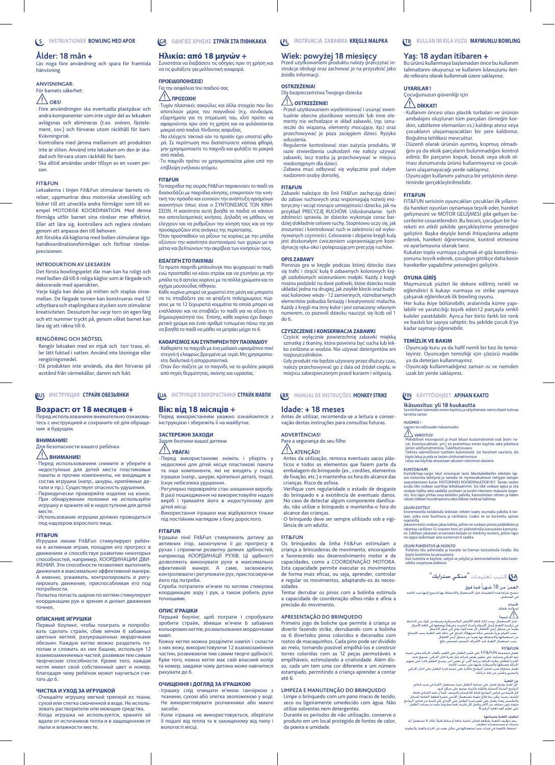## S INSTRUKTIONER BOWLING MED APOR

# Ålder: 18 mån +

Läs noga före användning och spara för framtida hänvisning.

**ANVISNINGAR:**
För barnets säkerhet:

**OBS!**

- Före användningen ska eventuella plastpåsar och andra komponenter som inte utgör del av leksaken avlägsnas och elimineras (t.ex. snören, fästelement, osv.) och förvaras utom räckhåll för barn. Kvävningsrisk.
- Kontrollera med jämna mellanrum att produkten inte är sliten. Använd inte leksaken om den är skadad och förvara utom räckhåll för barn.
- Ska alltid användas under tillsyn av en vuxen person.

**FIT&FUN**

Leksakerna i linjen Fit&Fun stimulerar barnets rörelser, uppmuntrar dess motoriska utveckling och bidrar till att utveckla andra förmågor som till exempel MOTORISK KOORDINATION. Med denna förmåga utför barnet sina rörelser mer effektivt. Eller att lära sig, kontrollera och reglera rörelsen genom att anpassa den till behoven.

Att försöka slå käglorna med bollen stimulerar öga-handkoordinationsförmågan och förfinar rörelseprecisionen.

**INTRODUKTION AV LEKSAKEN**

Det första bowlingspelet där man kan ha roligt och med bollen slå till 6 roliga käglor som är färgade och dekorerade med apansikten.

Varje kägla kan delas på mitten och staplas sinsemellan. De färgade tornen kan konstrueras med 12 utbytbara och staplingsbara stycken som stimulerar kreativiteten. Dessutom har varje torn sin egen färg och ett nummer tryckt på, genom vilket barnet kan lära sig att räkna till 6.

**RENGÖRING OCH SKÖTSEL**

- Rengör leksaken med en mjuk och torr trasa, eller lätt fuktad i vatten. Använd inte lösningar eller rengöringsmedel.
- Då produkten inte används, ska den förvaras på avstånd från värmekällor, damm och fukt.

## GR ΟΔΗΓΙΕΣ ΧΡΗΣΗΣ ΣΤΡΑΪΚ ΣΤΑ ΠΙΘΗΚΑΚΙΑ

# Ηλικία: από 18 μηνών +

Συνιστάται να διαβάσετε τις οδηγίες πριν τη χρήση και να τις φυλάξετε για μελλοντική αναφορά.

**ΠΡΟΕΙΔΟΠΟΙΗΣΕΙΣ!**
Για την ασφάλεια του παιδιού σας

**ΠΡΟΣΟΧΗ!**

- Τυχόν πλαστικές σακούλες και άλλα στοιχεία που δεν αποτελούν μέρος του παιχνιδιού (π.χ. σύνδεσμοι, εξαρτήματα για τη στερέωσή του, κλπ) πρέπει να αφαιρούνται πριν από τη χρήση και να φυλάσσονται μακριά από παιδιά. Κίνδυνος ασφυξίας.
- Να ελέγχετε τακτικά εάν το προϊόν έχει υποστεί φθορά. Σε περίπτωση που διαπιστώσετε κάποια φθορά, μην χρησιμοποιείτε το παιχνίδι και φυλάξτε το μακριά από παιδιά.
- Το παιχνίδι πρέπει να χρησιμοποιείται μόνο υπό την επίβλεψη ενήλικου ατόμου.

**FIT&FUN**

Τα παιχνίδια της σειράς Fit&Fun παρακινούν το παιδί να διασκεδάζει με παιχνίδια κίνησης, επικροτούν την κινητική του πρόοδο και ευνοούν την ανάπτυξη ορισμένων ικανοτήτων όπως είναι ο ΣΥΝΤΟΝΙΣΜΟΣ ΤΩΝ ΚΙΝΗΣΕΩΝ. Η ικανότητα αυτή βοηθά τα παιδιά να κάνουν πιο αποτελεσματικές κινήσεις. Δηλαδή να μάθουν, να ελέγχουν και να ρυθμίζουν την κίνησή τους και να την προσαρμόζουν στις ανάγκες της περίστασης.

Όταν προσπαθούν να ρίξουν τις κορίνες με την μπάλα οξύνουν την ικανότητα συντονισμού των χεριών με τα μάτια και βελτιώνουν την ακρίβεια των κινήσεών τους.

**ΕΙΣΑΓΩΓΗ ΣΤΟ ΠΑΙΧΝΙΔΙ**

Το πρώτο παιχνίδι μπόουλινγκ που ψυχαγωγεί το παιδί ενώ προσπαθεί να κάνει στράικ και να χτυπήσει με την μπάλα τις 6 αστείες κορίνες με τα πολλά χρώματα και το σχήμα μουσούδας πίθηκου.

Κάθε κορίνα μπορεί να χωριστεί στη μέση και μπορείτε να τις στοιβάξετε για να φτιάξετε πολύχρωμους πύργους με τα 12 ξεχωριστά κομμάτια τα οποία μπορεί να εναλλάσσει και να στοιβάξει το παιδί για να οξύνει τη δημιουργικότητά του. Επίσης, κάθε κορίνα έχει διαφορετικό χρώμα και έναν αριθμό τυπωμένο πάνω της για να βοηθά το παιδί να μάθει να μετράει μέχρι το 6.

**ΚΑΘΑΡΙΣΜΟΣ ΚΑΙ ΣΥΝΤΗΡΗΣΗ ΤΟΥ ΠΑΙΧΝΙΔΙΟΥ**

- Καθαρίστε το παιχνίδι με ένα μαλακό υφασμάτινο πανί στεγνό ή ελαφρώς βρεγμένο με νερό. Μη χρησιμοποιείτε διαλυτικά ή απορρυπαντικά.
- Όταν δεν παίζετε με το παιχνίδι, να το φυλάτε μακριά από πηγές θερμότητας, σκόνης και υγρασίας.

## PL INSTRUKCJA ZABAWKA KRĘGLE MAŁPKA

# Wiek: powyżej 18 miesięcy

Przed użytkowaniem produktu należy przeczytać instrukcje obsługi oraz zachować je na przyszłość jako źródło informacji.

**OSTRZEŻENIA!**
Dla bezpieczeństwa Twojego dziecka

**OSTRZEŻENIE!**

- Przed użytkowaniem wyeliminować i usunąć ewentualnie obecne plastikowe woreczki lub inne elementy nie wchodzące w skład zabawki, (np. sznureczki do wiązania, elementy mocujące, itp.) oraz przechowywać je poza zasięgiem dzieci. Ryzyko uduszenia.
- Regularnie kontrolować stan zużycia produktu. W razie stwierdzenia uszkodzeń nie należy używać zabawki, lecz trzeba ją przechowywać w miejscu niedostępnym dla dzieci.
- Zabawa musi odbywać się wyłącznie pod stałym nadzorem osoby dorosłej.

**FIT&FUN**

Zabawki należące do linii Fit&Fun zachęcają dzieci do zabaw ruchowych oraz wspomagają rozwój motoryczny i wciąż rosnące umiejętności dziecka, jak na przykład PRECYZJĘ RUCHÓW. Udoskonalanie tych zdolności sprawia, że dziecko wykonuje coraz bardziej dokładnie celowe ruchy. Stopniowo uczy się, jak zrozumieć i kontrolować ruch w zależności od wykonywanych czynności. Celowanie i zbijanie kręgli kulą jest doskonałym ćwiczeniem usprawniającym koordynację ręka-oko i poprawiającym precyzję ruchów.

**OPIS ZABAWY**

Pierwsza gra w kręgle podczas której dziecko stara się trafić i strącić kulą 6 zabawnych kolorowych kręgli ozdobionych wizerunkiem małpki. Każdy z kręgli można podzielić na dwie połówki, które dziecko może układać jedna na drugiej, jak zwykłe klocki oraz budować kolorowe wieże - 12 zamiennych, różnobarwnych elementów pobudza fantazję i kreatywność malucha. Każdy z kręgli ma inny kolor i jest oznaczony własnym numerem, co pozwoli dziecku nauczyć się liczb od 1 do 6.

**CZYSZCZENIE I KONSERWACJA ZABAWKI**

- Czyścić wyłącznie powierzchnię zabawki miękką szmatką z tkaniny, która powinna być sucha lub lekko zwilżona w wodzie. Nie używać detergentów ani rozpuszczalników.
- Gdy produkt nie będzie używany przez dłuższy czas, należy przechowywać go z dala od źródeł ciepła, w miejscu zabezpieczonym przed kurzem i wilgocią.

## TR KULLAN IM KILA VUZU MAYMUNLU BOWLING

# Yaş: 18 aydan itibaren +

Bu ürünü kullanmaya başlamadan önce bu kullanım talimatlarını okuyunuz ve kullanım kılavuzunu ileride referans olarak kullanmak üzere saklayınız.

**UYARILAR!**
Çocuğunuzun güvenliği için

**DİKKAT!**

- Kullanım öncesi olası plastik torbaları ve ürünün ambalajını oluşturan tüm parçaları (örneğin kordon, sabitleme elemanları vs.) kaldırıp ortaya çocukların ulaşamayacakları bir yere kaldırınız. Boğulma tehlikesi mevcuttur.
- Düzenli olarak ürünün aşınmış, kopmuş olmadığını ya da eksik parçaların bulunmadığını kontrol ediniz. Bir parçanın kopuk, bozuk veya eksik olması durumunda ürünü kullanmayınız ve çocukların ulaşamayacağı yerde saklayınız.
- Oyuncağın kullanımı yalnızca bir yetişkinin denetiminde gerçekleştirilmelidir.

**FIT&FUN**

FIT&FUN serisinin oyuncakları çocukları ilk yıllarında hareket oyunları oynamaya teşvik eder, hareket gelişmesini ve MOTOR GELİŞMESİ gibi gelişen becerilerini cesaretlendirir. Bu beceri, çocuğun bir hareketi en etkili şekilde gerçekleştirme yeteneğini geliştirir. Başka deyişle kendi ihtiyaçlarına adapte ederek, hareketi öğrenmesine, kontrol etmesine ve ayarlamasına olanak tanır.

Kukaları topla vurmaya çalışmak el-göz koordinasyonunu teşvik ederek, çocuğun gittikçe daha kesin hareketler yapabilme yeteneğini geliştirir.

**OYUNA GİRİŞ**

Maymuncuk yüzleri ile dekore edilmiş renkli ve eğlendirici 6 kukayı vurmaya ve strike yapmaya çalışarak eğlenilecek ilk bowling oyunu.

Her kuka ikiye bölünebilir, aralarında küme yapılabilir ve yaratıcılığı teşvik eden12 parçayla renkli kuleler yaratılabilir. Ayrıca her birisi farklı bir renk ve baskılı bir sayıya sahiptir; bu şekilde çocuk 6'ya kadar saymayı öğrenebilir.

**TEMİZLİK VE BAKIM**

- Oyuncağı kuru ya da hafif nemli bir bez ile temizleyiniz. Oyuncağın temizliği için çözücü madde ya da deterjan kullanmayınız.
- Oyuncağı kullanmadığınız zaman ısı ve nemden uzak bir yerde saklayınız.

## RUS ИНСТРУКЦИЯ СТРАЙК ОБЕЗЬЯНКИ

# Возраст: от 18 месяцев +

Перед использованием внимательно ознакомьтесь с инструкцией и сохраните её для обращения в будущем.

**ВНИМАНИЕ!**
Для безопасности вашего ребёнка

**ВНИМАНИЕ!**

- Перед использованием снимите и уберите в недоступные для детей места пластиковые пакеты и прочие компоненты, не входящие в состав игрушки (напр., шнуры, крепёжные детали и пр.). Существует опасность удушения.
- Периодически проверяйте изделие на износ. При обнаружении поломки не используйте игрушку и храните её в недоступном для детей месте.
- Использование игрушки должно проводиться под надзором взрослого лица.

**FIT&FUN**

Игрушки линии Fit&Fun стимулируют ребёнка к активным играм, поощряя его прогресс в движениях и способствуя развитию некоторых способностей, например, КООРДИНАЦИИ ДВИЖЕНИЙ. Эти способности позволяют выполнять движения в максимально эффективной манере. А именно, усваивать, контролировать и регулировать движение, приспосабливая его под потребности.

Попытка попасть шаром по кеглям стимулирует координацию руки и зрения и делает движения точнее.

**ОПИСАНИЕ ИГРУШКИ**

Первый боулинг, чтобы поиграть и попробовать сделать страйк, сбив мячом 6 забавных цветных кеглей, разукрашенных мордочками обезьян. Каждую кеглю можно разделить пополам и сложить из них башню, используя 12 взаимозаменяемых частей, развивая тем самым творческие способности. Кроме того, каждая кегля имеет свой собственный цвет и номер, благодаря чему ребёнок может научиться считать до 6.

**ЧИСТКА И УХОД ЗА ИГРУШКОЙ**

- Очищайте игрушку мягкой тряпкой из ткани, сухой или слегка смоченной в воде. Не использовать растворители или моющие средства.
- Когда игрушка не используется, храните её вдали от источников тепла и в защищенном от пыли и влажности месте.

## UA ІНСТРУКЦІЯ З ВИКОРИСТАННЯ СТРАЙК МАВПИ

# Вік: від 18 місяців +

Перед використанням уважно ознайомтеся з інструкцією і збережіть її на майбутнє.

**ЗАСТЕРЕЖНІ ЗАХОДИ**
Задля безпеки вашої дитини

**УВАГА!**

- Перед використанням зніміть і уберіть у недосяжні для дітей місця пластикові пакети та інші компоненти, які не входять у склад іграшки (напр., шнури, кріпильні деталі, тощо). Існує небезпека удушення.
- Регулярно перевіряйте стан зношення виробу. В разі пошкодження не використовуйте надалі виріб і тримайте його в недоступному для дітей місці.
- Використання іграшки має відбуватися тільки під постійним наглядом з боку дорослого.

**FIT&FUN**

Іграшки лінії Fit&Fun стимулюють дитину до активних ігор, заохочуючи її до прогресу в руках і сприяючи розвитку деяких здібностей, наприклад КООРДИНАЦІЇ РУХІВ. Ці здібності дозволяють виконувати рухи в максимально ефективній манері. А саме, засвоювати, контролювати і регулювати рухи, пристосовуючи його під потреби.

Спроба потрапити м'ячем по кеглям стимулює координацію зору і рук, а також робить рухи точнішими.

**ОПИС ІГРАШКИ**

Перший боулінг, щоб пограти і спробувати зробити страйк, збивши м'ячем 6 забавних кольорових кеглів, розмальованих мордочками мавп.

Кожну кеглю можна розділити навпіл і скласти з них вежу, використовуючи 12 взаємозамінних частин, розвиваючи тим самим творчі здібності. Крім того, кожна кегля має свій власний колір та номер, завдяки чому дитина може навчитися рахувати до 6.

**ОЧИЩЕННЯ І ДОГЛЯД ЗА ІГРАШКОЮ**

- Іграшку слід очищати м'якою ганчіркою з тканини, сухою або злегка зволоженою у воді. Не використовувати розчинники або миючі засоби.
- Коли іграшка не використовується, зберігати її подалі від тепла та в захищеному від пилу і вологості місці.

## BR MANUAL DE INSTRUÇÕES MONKEY STRIKE

# Idade: + 18 meses

Antes de utilizar, recomenda-se a leitura e conservação destas instruções para consultas futuras.

**ADVERTÊNCIAS!**
Para a segurança do seu filho

**ATENÇÃO!**

- Antes da utilização, remova eventuais sacos plásticos e todos os elementos que fazem parte da embalagem do brinquedo (ex., cordões, elementos de fixação, etc.) e mantenha-os fora do alcance das crianças. Risco de asfixia.
- Verifique com regularidade o estado de desgaste do brinquedo e a existência de eventuais danos. No caso de detectar algum componente danificado, não utilize o brinquedo e mantenha-o fora do alcance das crianças.
- O brinquedo deve ser sempre utilizado sob a vigilância de um adulto.

**FIT&FUN**

Os brinquedos da linha Fit&Fun estimulam a criança a brincadeiras de movimento, encorajando e favorecendo seu desenvolvimento motor e de capacidades, como a COORDENAÇÃO MOTORA. Esta capacidade permite executar os movimentos de forma mais eficaz, ou seja, aprender, controlar e regular os movimentos, adaptando-os às necessidades.

Tentar derrubar os pinos com a bolinha estimula a capacidade de coordenação olhos-mão e afina a precisão do movimento.

**APRESENTAÇÃO DO BRINQUEDO**

Primeiro jogo de boliche que permite à criança se divertir fazendo strike, derrubando com a bolinha os 6 divertidos pinos coloridos e decorados com rostos de macaquinhos. Cada pino pode ser dividido ao meio, tornando possível empilhá-los e construir torres coloridas com as 12 peças permutáveis e empilháveis, estimulando a criatividade. Além disso, cada um tem uma cor diferente e um número estampado, permitindo à criança aprender a contar até 6.

**LIMPEZA E MANUTENÇÃO DO BRINQUEDO**

- Limpe o brinquedo com um pano macio de tecido, seco ou ligeiramente umedecido com água. Não utilize solventes nem detergentes.
- Durante os períodos de não utilização, conserve o produto em um local protegido de fontes de calor, da poeira e umidade.

## FIN KÄYTTÖOHJEET APINAN KAATO

# Ikäsuositus: yli 18 kuukautta

Suositellaan lukemaan ennen käyttöä ja säilyttämään nämä ohjeet tulevaa tarvetta varten.

**HUOMIO !**
Lapsesi turvallisuuden takaamiseksi

**VAROITUS!**

- Mahdolliset muovipussit ja muut leluun kuulumattomat osat (esim. narut, kiinnitysvälineet, ym.) on poistettava ennen käyttöä sekä pidettävä lasten ulottumattomissa. Tukehtumisvaara.
- Tarkista säännöllisesti tuotteen kulumisaste. Jos havaitset vaurioita, älä käytä lelua ja pidä se lasten ulottumattomissa.
- Lelua saa käyttää ainoastaan aikuisen valvonnan alaisena.

**KUNTO&HUPI**

Kunto&Hupi-sarjan lelut innostavat lasta liikuntaleikkeihin edistäen lapsen motorista kehitystä ja samalla ne myötävaikuttavat tiettyjen taitojen saavuttamiseen kuten MOTORINEN KOORDINAATIOKYKY. Tämän taidon avulla liike voidaan suorittaa tehokkaammin. Sis liike voidaan oppia ja sitä voidaan hallita sekä säädellä sovittaen se kunkin tilanteen mukaisiin tarpeisiin. Kun lapsi yrittää osua keiloihin pallolla, kannustetaan silmien ja käden välisen liikkeen koordinaatiota sekä liikkeen tarkkaa hallintaa.

**LELUN ESITTELY**

Ensimmäisellä keilalelulla leikitään tehden kaato osumalla pallolla 6 keilaan, jotka ovat huvittavia ja värikkäitä. Lisäksi ne on koristeltu apinan naamoilla.

Jokainen keila voidaan jakaa kahtia, jolloin ne voidaan pinota päällekkäin ja rakentaa värillinen 12-osainen torni eri yhdistelmillä luovuuteen kannustaen. Edelleen jokaiseen erivärisen keilaan on merkitty numero, jolloin lapsi voi oppia laskemaan aina numeroon 6 saakka.

**LELUN PUHDISTUS JA HUOLTO**

- Puhdista lelu pehmeällä ja kuivalla tai hieman kostutetulla liinalla. Älä käytä liuottimia tai pesuaineita.
- Kun tuotetta ei käytetä, säilytä se pölyltä ja lämmönlähteiltä sekä kosteudelta suojatussa paikassa.

## SA كتيب تعليمات "منكي سترايك"

# العمر: من 18 شهراً فما فوق

ننصح بقراءة هذه التعليمات قبل الاستعمال والاحتفاظ بها للرجوع إليها عند الحاجة في المستقبل.

**تحذيرات**
لسلامة طفلك

**تنبيه!**

- قبل الاستعمال يجب إزالة كافة الأكياس البلاستيكية وغيرها من المواد غير الخاصة باللعبة (مثل الأربطة وأجزاء التثبيت وغيرها) وإبقاؤها بعيداً عن متناول الأطفال. خطر الاختناق.
- يجب التحقق بانتظام من حالة اللعبة ومن عدم وجود أي تلف. في حالة وجود أي تلف يجب عدم استعمال اللعبة وإبقاؤها بعيداً عن متناول الأطفال.
- يجب استعمال اللعبة دائماً تحت إشراف شخص بالغ.

**FIT&FUN**

تعمل مجموعة ألعاب FIT&FUN على تحفيز الطفل على اللعب بالألعاب الحركية وعلى تنمية نموه الحركي وتنمية مهارات مثل التناسق الحركي. تسمح هذه المهارة بأداء الحركات بطريقة أكثر فعالية، أي تعلم الحركة والتحكم فيها وضبطها وتكييفها حسب الحاجة.

تعمل محاولة ضرب قطع البولينج بالكرة على تنمية التناسق بين العين واليد وتحسين دقة الحركة.

**عن اللعبة**

أول لعبة بولينج تمتع الطفل وهو يحاول إسقاط قطع البولينج الست المرحة والملونة والمزينة بوجوه القرود. يمكن تقسيم كل قطعة إلى نصفين وتركيبها فوق بعضها البعض لبناء أبراج ملونة باستعمال القطع الـ 12 القابلة للتبديل والتركيب، مما ينمي الإبداع. بالإضافة إلى ذلك، لكل قطعة لون مختلف ورقم مطبوع عليها، مما يسمح للطفل بتعلم العد حتى الرقم 6.

**تنظيف اللعبة وصيانتها**

- يجب تنظيف اللعبة بقطعة قماش ناعمة جافة أو مبللة قليلاً بالماء. لا تستعمل أية مذيبات أو منظفات.
- احتفظ باللعبة في فترات عدم استعمالها في مكان بعيد عن الحرارة والغبار والرطوبة.